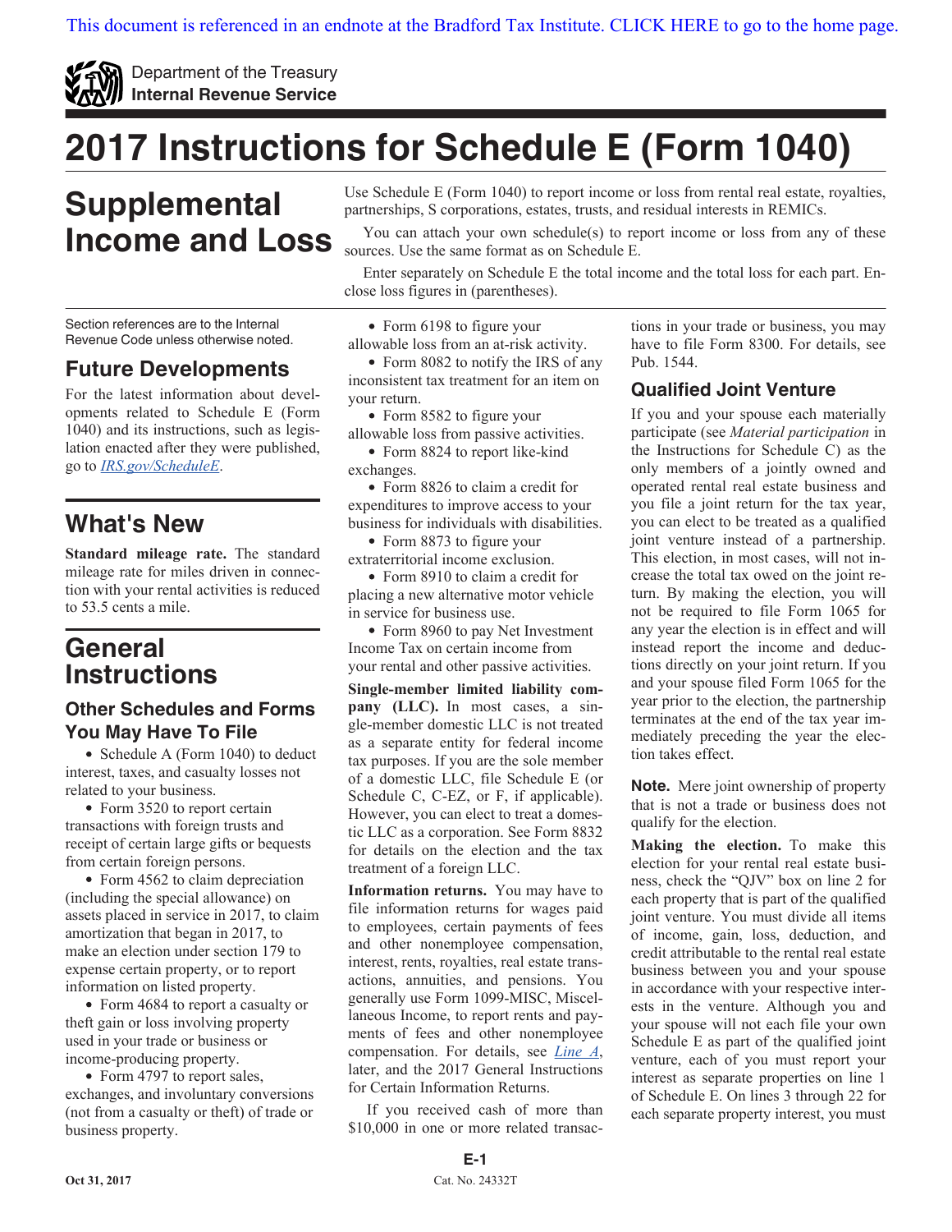This document is referenced in an endnote at the Bradford Tax Institute. CLICK HERE to go to the home page.

Department of the Treasury
**Internal Revenue Service**

# 2017 Instructions for Schedule E (Form 1040)

# Supplemental Income and Loss

Use Schedule E (Form 1040) to report income or loss from rental real estate, royalties, partnerships, S corporations, estates, trusts, and residual interests in REMICs.

You can attach your own schedule(s) to report income or loss from any of these sources. Use the same format as on Schedule E.

Enter separately on Schedule E the total income and the total loss for each part. Enclose loss figures in (parentheses).

Section references are to the Internal Revenue Code unless otherwise noted.

## Future Developments

For the latest information about developments related to Schedule E (Form 1040) and its instructions, such as legislation enacted after they were published, go to *IRS.gov/ScheduleE*.

## What's New

**Standard mileage rate.** The standard mileage rate for miles driven in connection with your rental activities is reduced to 53.5 cents a mile.

## General Instructions

### Other Schedules and Forms You May Have To File

- Schedule A (Form 1040) to deduct interest, taxes, and casualty losses not related to your business.
- Form 3520 to report certain transactions with foreign trusts and receipt of certain large gifts or bequests from certain foreign persons.
- Form 4562 to claim depreciation (including the special allowance) on assets placed in service in 2017, to claim amortization that began in 2017, to make an election under section 179 to expense certain property, or to report information on listed property.
- Form 4684 to report a casualty or theft gain or loss involving property used in your trade or business or income-producing property.
- Form 4797 to report sales, exchanges, and involuntary conversions (not from a casualty or theft) of trade or business property.
- Form 6198 to figure your allowable loss from an at-risk activity.
- Form 8082 to notify the IRS of any inconsistent tax treatment for an item on your return.
- Form 8582 to figure your allowable loss from passive activities.
- Form 8824 to report like-kind exchanges.
- Form 8826 to claim a credit for expenditures to improve access to your business for individuals with disabilities.
- Form 8873 to figure your extraterritorial income exclusion.
- Form 8910 to claim a credit for placing a new alternative motor vehicle in service for business use.
- Form 8960 to pay Net Investment Income Tax on certain income from your rental and other passive activities.

**Single-member limited liability company (LLC).** In most cases, a single-member domestic LLC is not treated as a separate entity for federal income tax purposes. If you are the sole member of a domestic LLC, file Schedule E (or Schedule C, C-EZ, or F, if applicable). However, you can elect to treat a domestic LLC as a corporation. See Form 8832 for details on the election and the tax treatment of a foreign LLC.

**Information returns.** You may have to file information returns for wages paid to employees, certain payments of fees and other nonemployee compensation, interest, rents, royalties, real estate transactions, annuities, and pensions. You generally use Form 1099-MISC, Miscellaneous Income, to report rents and payments of fees and other nonemployee compensation. For details, see *Line A*, later, and the 2017 General Instructions for Certain Information Returns.

If you received cash of more than $10,000 in one or more related transactions in your trade or business, you may have to file Form 8300. For details, see Pub. 1544.

### Qualified Joint Venture

If you and your spouse each materially participate (see *Material participation* in the Instructions for Schedule C) as the only members of a jointly owned and operated rental real estate business and you file a joint return for the tax year, you can elect to be treated as a qualified joint venture instead of a partnership. This election, in most cases, will not increase the total tax owed on the joint return. By making the election, you will not be required to file Form 1065 for any year the election is in effect and will instead report the income and deductions directly on your joint return. If you and your spouse filed Form 1065 for the year prior to the election, the partnership terminates at the end of the tax year immediately preceding the year the election takes effect.

**Note.** Mere joint ownership of property that is not a trade or business does not qualify for the election.

**Making the election.** To make this election for your rental real estate business, check the "QJV" box on line 2 for each property that is part of the qualified joint venture. You must divide all items of income, gain, loss, deduction, and credit attributable to the rental real estate business between you and your spouse in accordance with your respective interests in the venture. Although you and your spouse will not each file your own Schedule E as part of the qualified joint venture, each of you must report your interest as separate properties on line 1 of Schedule E. On lines 3 through 22 for each separate property interest, you must

Oct 31, 2017 Cat. No. 24332T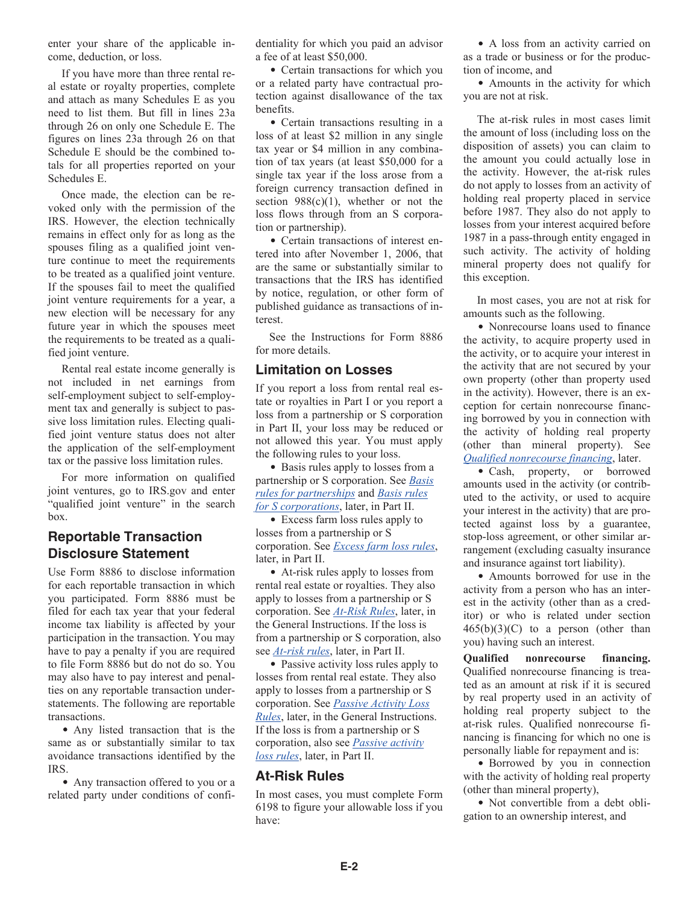enter your share of the applicable income, deduction, or loss.

If you have more than three rental real estate or royalty properties, complete and attach as many Schedules E as you need to list them. But fill in lines 23a through 26 on only one Schedule E. The figures on lines 23a through 26 on that Schedule E should be the combined totals for all properties reported on your Schedules E.

Once made, the election can be revoked only with the permission of the IRS. However, the election technically remains in effect only for as long as the spouses filing as a qualified joint venture continue to meet the requirements to be treated as a qualified joint venture. If the spouses fail to meet the qualified joint venture requirements for a year, a new election will be necessary for any future year in which the spouses meet the requirements to be treated as a qualified joint venture.

Rental real estate income generally is not included in net earnings from self-employment subject to self-employment tax and generally is subject to passive loss limitation rules. Electing qualified joint venture status does not alter the application of the self-employment tax or the passive loss limitation rules.

For more information on qualified joint ventures, go to IRS.gov and enter "qualified joint venture" in the search box.

## Reportable Transaction Disclosure Statement

Use Form 8886 to disclose information for each reportable transaction in which you participated. Form 8886 must be filed for each tax year that your federal income tax liability is affected by your participation in the transaction. You may have to pay a penalty if you are required to file Form 8886 but do not do so. You may also have to pay interest and penalties on any reportable transaction understatements. The following are reportable transactions.

- Any listed transaction that is the same as or substantially similar to tax avoidance transactions identified by the IRS.
- Any transaction offered to you or a related party under conditions of confidentiality for which you paid an advisor a fee of at least $50,000.
- Certain transactions for which you or a related party have contractual protection against disallowance of the tax benefits.
- Certain transactions resulting in a loss of at least $2 million in any single tax year or $4 million in any combination of tax years (at least $50,000 for a single tax year if the loss arose from a foreign currency transaction defined in section 988(c)(1), whether or not the loss flows through from an S corporation or partnership).
- Certain transactions of interest entered into after November 1, 2006, that are the same or substantially similar to transactions that the IRS has identified by notice, regulation, or other form of published guidance as transactions of interest.

See the Instructions for Form 8886 for more details.

## Limitation on Losses

If you report a loss from rental real estate or royalties in Part I or you report a loss from a partnership or S corporation in Part II, your loss may be reduced or not allowed this year. You must apply the following rules to your loss.

- Basis rules apply to losses from a partnership or S corporation. See *Basis rules for partnerships* and *Basis rules for S corporations*, later, in Part II.
- Excess farm loss rules apply to losses from a partnership or S corporation. See *Excess farm loss rules*, later, in Part II.
- At-risk rules apply to losses from rental real estate or royalties. They also apply to losses from a partnership or S corporation. See *At-Risk Rules*, later, in the General Instructions. If the loss is from a partnership or S corporation, also see *At-risk rules*, later, in Part II.
- Passive activity loss rules apply to losses from rental real estate. They also apply to losses from a partnership or S corporation. See *Passive Activity Loss Rules*, later, in the General Instructions. If the loss is from a partnership or S corporation, also see *Passive activity loss rules*, later, in Part II.

## At-Risk Rules

In most cases, you must complete Form 6198 to figure your allowable loss if you have:

- A loss from an activity carried on as a trade or business or for the production of income, and
- Amounts in the activity for which you are not at risk.

The at-risk rules in most cases limit the amount of loss (including loss on the disposition of assets) you can claim to the amount you could actually lose in the activity. However, the at-risk rules do not apply to losses from an activity of holding real property placed in service before 1987. They also do not apply to losses from your interest acquired before 1987 in a pass-through entity engaged in such activity. The activity of holding mineral property does not qualify for this exception.

In most cases, you are not at risk for amounts such as the following.

- Nonrecourse loans used to finance the activity, to acquire property used in the activity, or to acquire your interest in the activity that are not secured by your own property (other than property used in the activity). However, there is an exception for certain nonrecourse financing borrowed by you in connection with the activity of holding real property (other than mineral property). See *Qualified nonrecourse financing*, later.
- Cash, property, or borrowed amounts used in the activity (or contributed to the activity, or used to acquire your interest in the activity) that are protected against loss by a guarantee, stop-loss agreement, or other similar arrangement (excluding casualty insurance and insurance against tort liability).
- Amounts borrowed for use in the activity from a person who has an interest in the activity (other than as a creditor) or who is related under section 465(b)(3)(C) to a person (other than you) having such an interest.

**Qualified nonrecourse financing.** Qualified nonrecourse financing is treated as an amount at risk if it is secured by real property used in an activity of holding real property subject to the at-risk rules. Qualified nonrecourse financing is financing for which no one is personally liable for repayment and is:

- Borrowed by you in connection with the activity of holding real property (other than mineral property),
- Not convertible from a debt obligation to an ownership interest, and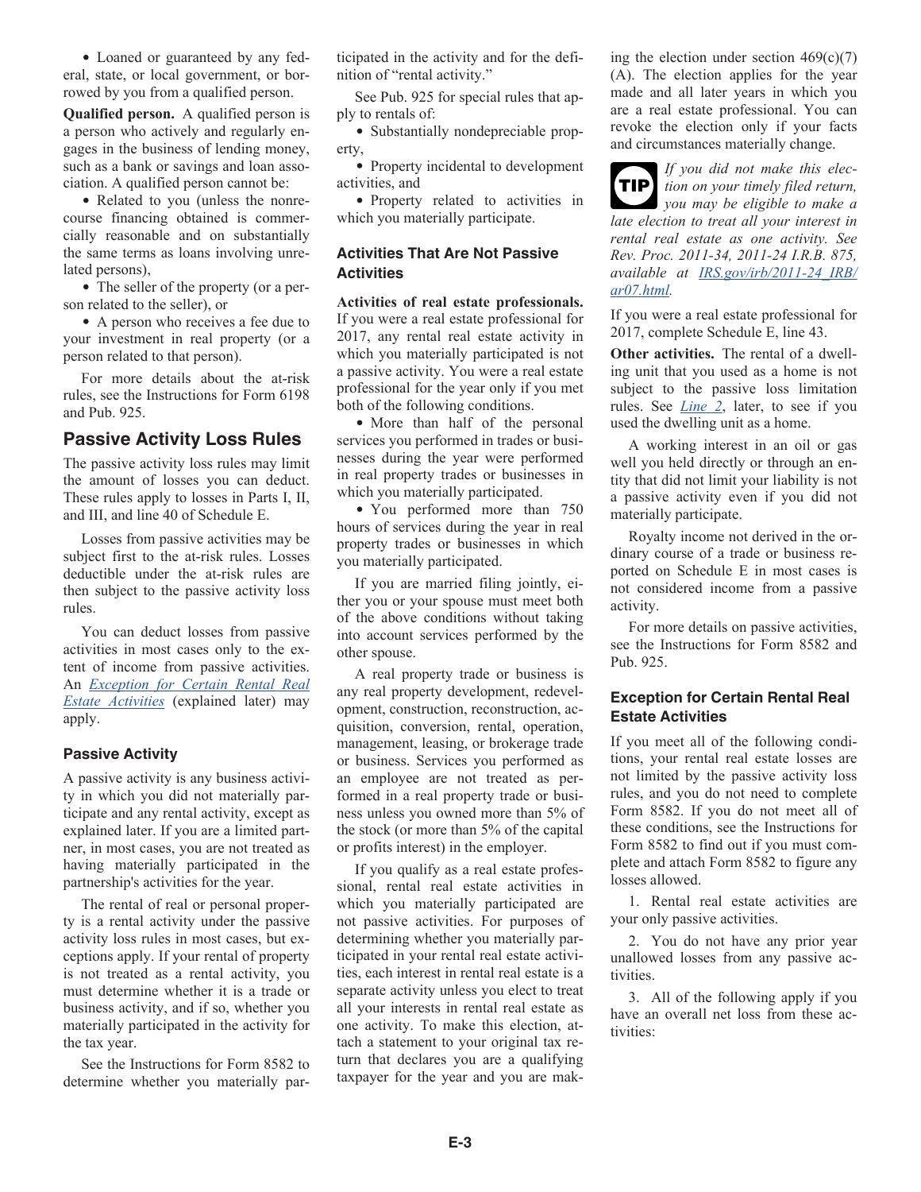- Loaned or guaranteed by any federal, state, or local government, or borrowed by you from a qualified person.

**Qualified person.** A qualified person is a person who actively and regularly engages in the business of lending money, such as a bank or savings and loan association. A qualified person cannot be:

- Related to you (unless the nonrecourse financing obtained is commercially reasonable and on substantially the same terms as loans involving unrelated persons),
- The seller of the property (or a person related to the seller), or
- A person who receives a fee due to your investment in real property (or a person related to that person).

For more details about the at-risk rules, see the Instructions for Form 6198 and Pub. 925.

## Passive Activity Loss Rules

The passive activity loss rules may limit the amount of losses you can deduct. These rules apply to losses in Parts I, II, and III, and line 40 of Schedule E.

Losses from passive activities may be subject first to the at-risk rules. Losses deductible under the at-risk rules are then subject to the passive activity loss rules.

You can deduct losses from passive activities in most cases only to the extent of income from passive activities. An *Exception for Certain Rental Real Estate Activities* (explained later) may apply.

### Passive Activity

A passive activity is any business activity in which you did not materially participate and any rental activity, except as explained later. If you are a limited partner, in most cases, you are not treated as having materially participated in the partnership's activities for the year.

The rental of real or personal property is a rental activity under the passive activity loss rules in most cases, but exceptions apply. If your rental of property is not treated as a rental activity, you must determine whether it is a trade or business activity, and if so, whether you materially participated in the activity for the tax year.

See the Instructions for Form 8582 to determine whether you materially participated in the activity and for the definition of "rental activity."

See Pub. 925 for special rules that apply to rentals of:

- Substantially nondepreciable property,
- Property incidental to development activities, and
- Property related to activities in which you materially participate.

### Activities That Are Not Passive Activities

**Activities of real estate professionals.** If you were a real estate professional for 2017, any rental real estate activity in which you materially participated is not a passive activity. You were a real estate professional for the year only if you met both of the following conditions.

- More than half of the personal services you performed in trades or businesses during the year were performed in real property trades or businesses in which you materially participated.
- You performed more than 750 hours of services during the year in real property trades or businesses in which you materially participated.

If you are married filing jointly, either you or your spouse must meet both of the above conditions without taking into account services performed by the other spouse.

A real property trade or business is any real property development, redevelopment, construction, reconstruction, acquisition, conversion, rental, operation, management, leasing, or brokerage trade or business. Services you performed as an employee are not treated as performed in a real property trade or business unless you owned more than 5% of the stock (or more than 5% of the capital or profits interest) in the employer.

If you qualify as a real estate professional, rental real estate activities in which you materially participated are not passive activities. For purposes of determining whether you materially participated in your rental real estate activities, each interest in rental real estate is a separate activity unless you elect to treat all your interests in rental real estate as one activity. To make this election, attach a statement to your original tax return that declares you are a qualifying taxpayer for the year and you are making the election under section 469(c)(7)(A). The election applies for the year made and all later years in which you are a real estate professional. You can revoke the election only if your facts and circumstances materially change.

**TIP** *If you did not make this election on your timely filed return, you may be eligible to make a late election to treat all your interest in rental real estate as one activity. See Rev. Proc. 2011-34, 2011-24 I.R.B. 875, available at IRS.gov/irb/2011-24_IRB/ar07.html.*

If you were a real estate professional for 2017, complete Schedule E, line 43.

**Other activities.** The rental of a dwelling unit that you used as a home is not subject to the passive loss limitation rules. See *Line 2*, later, to see if you used the dwelling unit as a home.

A working interest in an oil or gas well you held directly or through an entity that did not limit your liability is not a passive activity even if you did not materially participate.

Royalty income not derived in the ordinary course of a trade or business reported on Schedule E in most cases is not considered income from a passive activity.

For more details on passive activities, see the Instructions for Form 8582 and Pub. 925.

### Exception for Certain Rental Real Estate Activities

If you meet all of the following conditions, your rental real estate losses are not limited by the passive activity loss rules, and you do not need to complete Form 8582. If you do not meet all of these conditions, see the Instructions for Form 8582 to find out if you must complete and attach Form 8582 to figure any losses allowed.

1. Rental real estate activities are your only passive activities.

2. You do not have any prior year unallowed losses from any passive activities.

3. All of the following apply if you have an overall net loss from these activities: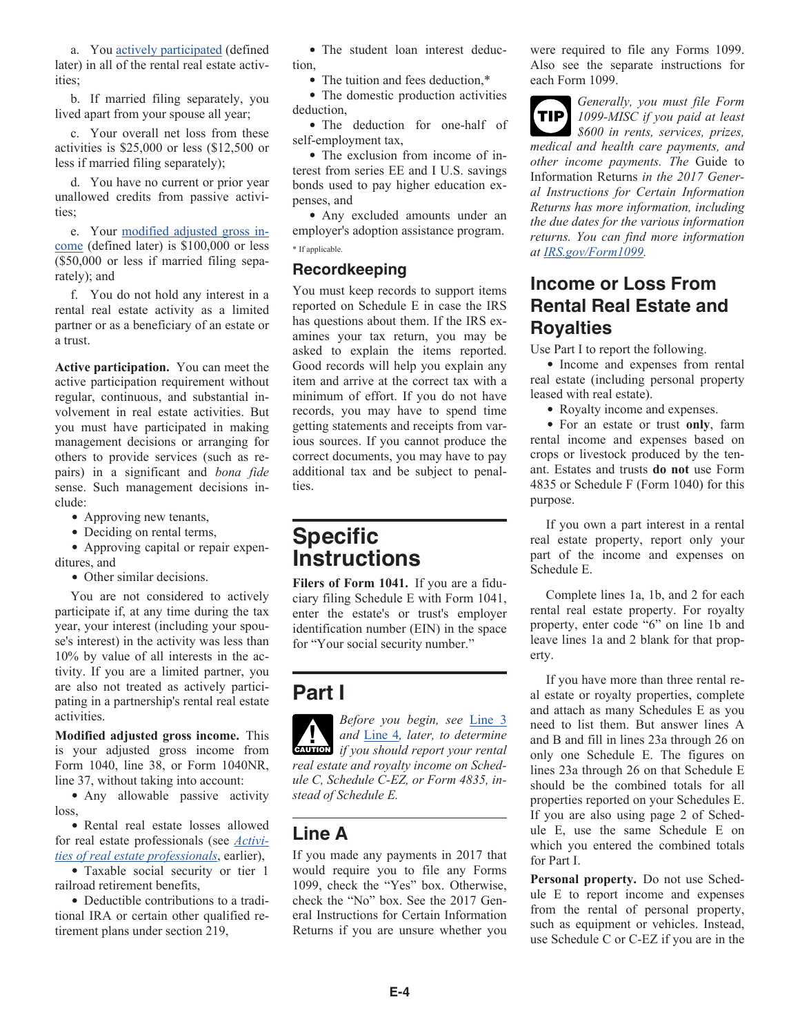a. You actively participated (defined later) in all of the rental real estate activities;

b. If married filing separately, you lived apart from your spouse all year;

c. Your overall net loss from these activities is $25,000 or less ($12,500 or less if married filing separately);

d. You have no current or prior year unallowed credits from passive activities;

e. Your modified adjusted gross income (defined later) is $100,000 or less ($50,000 or less if married filing separately); and

f. You do not hold any interest in a rental real estate activity as a limited partner or as a beneficiary of an estate or a trust.

**Active participation.** You can meet the active participation requirement without regular, continuous, and substantial involvement in real estate activities. But you must have participated in making management decisions or arranging for others to provide services (such as repairs) in a significant and *bona fide* sense. Such management decisions include:

- Approving new tenants,
- Deciding on rental terms,
- Approving capital or repair expenditures, and
- Other similar decisions.

You are not considered to actively participate if, at any time during the tax year, your interest (including your spouse's interest) in the activity was less than 10% by value of all interests in the activity. If you are a limited partner, you are also not treated as actively participating in a partnership's rental real estate activities.

**Modified adjusted gross income.** This is your adjusted gross income from Form 1040, line 38, or Form 1040NR, line 37, without taking into account:

- Any allowable passive activity loss,
- Rental real estate losses allowed for real estate professionals (see *Activities of real estate professionals*, earlier),
- Taxable social security or tier 1 railroad retirement benefits,
- Deductible contributions to a traditional IRA or certain other qualified retirement plans under section 219,
- The student loan interest deduction,
- The tuition and fees deduction,*
- The domestic production activities deduction,
- The deduction for one-half of self-employment tax,
- The exclusion from income of interest from series EE and I U.S. savings bonds used to pay higher education expenses, and
- Any excluded amounts under an employer's adoption assistance program.

\* If applicable.

### Recordkeeping

You must keep records to support items reported on Schedule E in case the IRS has questions about them. If the IRS examines your tax return, you may be asked to explain the items reported. Good records will help you explain any item and arrive at the correct tax with a minimum of effort. If you do not have records, you may have to spend time getting statements and receipts from various sources. If you cannot produce the correct documents, you may have to pay additional tax and be subject to penalties.

# Specific Instructions

**Filers of Form 1041.** If you are a fiduciary filing Schedule E with Form 1041, enter the estate's or trust's employer identification number (EIN) in the space for "Your social security number."

# Part I

**CAUTION** *Before you begin, see Line 3 and Line 4, later, to determine if you should report your rental real estate and royalty income on Schedule C, Schedule C-EZ, or Form 4835, instead of Schedule E.*

## Line A

If you made any payments in 2017 that would require you to file any Forms 1099, check the "Yes" box. Otherwise, check the "No" box. See the 2017 General Instructions for Certain Information Returns if you are unsure whether you were required to file any Forms 1099. Also see the separate instructions for each Form 1099.

**TIP** *Generally, you must file Form 1099-MISC if you paid at least $600 in rents, services, prizes, medical and health care payments, and other income payments. The* Guide to Information Returns *in the 2017 General Instructions for Certain Information Returns has more information, including the due dates for the various information returns. You can find more information at IRS.gov/Form1099.*

## Income or Loss From Rental Real Estate and Royalties

Use Part I to report the following.

- Income and expenses from rental real estate (including personal property leased with real estate).
- Royalty income and expenses.
- For an estate or trust **only**, farm rental income and expenses based on crops or livestock produced by the tenant. Estates and trusts **do not** use Form 4835 or Schedule F (Form 1040) for this purpose.

If you own a part interest in a rental real estate property, report only your part of the income and expenses on Schedule E.

Complete lines 1a, 1b, and 2 for each rental real estate property. For royalty property, enter code "6" on line 1b and leave lines 1a and 2 blank for that property.

If you have more than three rental real estate or royalty properties, complete and attach as many Schedules E as you need to list them. But answer lines A and B and fill in lines 23a through 26 on only one Schedule E. The figures on lines 23a through 26 on that Schedule E should be the combined totals for all properties reported on your Schedules E. If you are also using page 2 of Schedule E, use the same Schedule E on which you entered the combined totals for Part I.

**Personal property.** Do not use Schedule E to report income and expenses from the rental of personal property, such as equipment or vehicles. Instead, use Schedule C or C-EZ if you are in the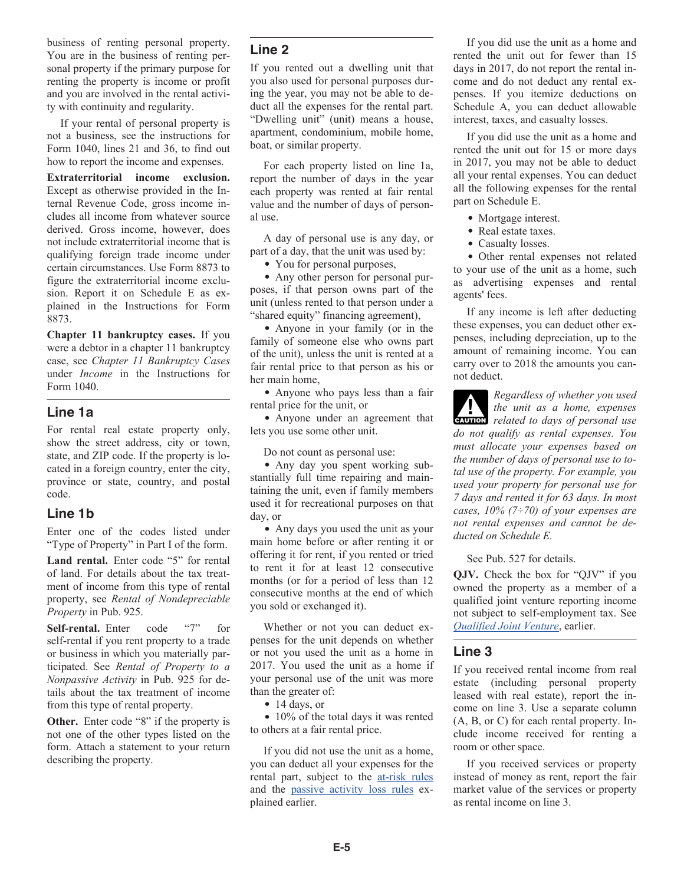business of renting personal property. You are in the business of renting personal property if the primary purpose for renting the property is income or profit and you are involved in the rental activity with continuity and regularity.

If your rental of personal property is not a business, see the instructions for Form 1040, lines 21 and 36, to find out how to report the income and expenses.

**Extraterritorial income exclusion.** Except as otherwise provided in the Internal Revenue Code, gross income includes all income from whatever source derived. Gross income, however, does not include extraterritorial income that is qualifying foreign trade income under certain circumstances. Use Form 8873 to figure the extraterritorial income exclusion. Report it on Schedule E as explained in the Instructions for Form 8873.

**Chapter 11 bankruptcy cases.** If you were a debtor in a chapter 11 bankruptcy case, see *Chapter 11 Bankruptcy Cases* under *Income* in the Instructions for Form 1040.

## Line 1a

For rental real estate property only, show the street address, city or town, state, and ZIP code. If the property is located in a foreign country, enter the city, province or state, country, and postal code.

## Line 1b

Enter one of the codes listed under "Type of Property" in Part I of the form.

**Land rental.** Enter code "5" for rental of land. For details about the tax treatment of income from this type of rental property, see *Rental of Nondepreciable Property* in Pub. 925.

**Self-rental.** Enter code "7" for self-rental if you rent property to a trade or business in which you materially participated. See *Rental of Property to a Nonpassive Activity* in Pub. 925 for details about the tax treatment of income from this type of rental property.

**Other.** Enter code "8" if the property is not one of the other types listed on the form. Attach a statement to your return describing the property.

## Line 2

If you rented out a dwelling unit that you also used for personal purposes during the year, you may not be able to deduct all the expenses for the rental part. "Dwelling unit" (unit) means a house, apartment, condominium, mobile home, boat, or similar property.

For each property listed on line 1a, report the number of days in the year each property was rented at fair rental value and the number of days of personal use.

A day of personal use is any day, or part of a day, that the unit was used by:

- You for personal purposes,
- Any other person for personal purposes, if that person owns part of the unit (unless rented to that person under a "shared equity" financing agreement),
- Anyone in your family (or in the family of someone else who owns part of the unit), unless the unit is rented at a fair rental price to that person as his or her main home,
- Anyone who pays less than a fair rental price for the unit, or
- Anyone under an agreement that lets you use some other unit.

Do not count as personal use:

- Any day you spent working substantially full time repairing and maintaining the unit, even if family members used it for recreational purposes on that day, or
- Any days you used the unit as your main home before or after renting it or offering it for rent, if you rented or tried to rent it for at least 12 consecutive months (or for a period of less than 12 consecutive months at the end of which you sold or exchanged it).

Whether or not you can deduct expenses for the unit depends on whether or not you used the unit as a home in 2017. You used the unit as a home if your personal use of the unit was more than the greater of:

- 14 days, or
- 10% of the total days it was rented to others at a fair rental price.

If you did not use the unit as a home, you can deduct all your expenses for the rental part, subject to the at-risk rules and the passive activity loss rules explained earlier.

If you did use the unit as a home and rented the unit out for fewer than 15 days in 2017, do not report the rental income and do not deduct any rental expenses. If you itemize deductions on Schedule A, you can deduct allowable interest, taxes, and casualty losses.

If you did use the unit as a home and rented the unit out for 15 or more days in 2017, you may not be able to deduct all your rental expenses. You can deduct all the following expenses for the rental part on Schedule E.

- Mortgage interest.
- Real estate taxes.
- Casualty losses.
- Other rental expenses not related to your use of the unit as a home, such as advertising expenses and rental agents' fees.

If any income is left after deducting these expenses, you can deduct other expenses, including depreciation, up to the amount of remaining income. You can carry over to 2018 the amounts you cannot deduct.

**CAUTION** *Regardless of whether you used the unit as a home, expenses related to days of personal use do not qualify as rental expenses. You must allocate your expenses based on the number of days of personal use to total use of the property. For example, you used your property for personal use for 7 days and rented it for 63 days. In most cases, 10% (7÷70) of your expenses are not rental expenses and cannot be deducted on Schedule E.*

See Pub. 527 for details.

**QJV.** Check the box for "QJV" if you owned the property as a member of a qualified joint venture reporting income not subject to self-employment tax. See *Qualified Joint Venture*, earlier.

## Line 3

If you received rental income from real estate (including personal property leased with real estate), report the income on line 3. Use a separate column (A, B, or C) for each rental property. Include income received for renting a room or other space.

If you received services or property instead of money as rent, report the fair market value of the services or property as rental income on line 3.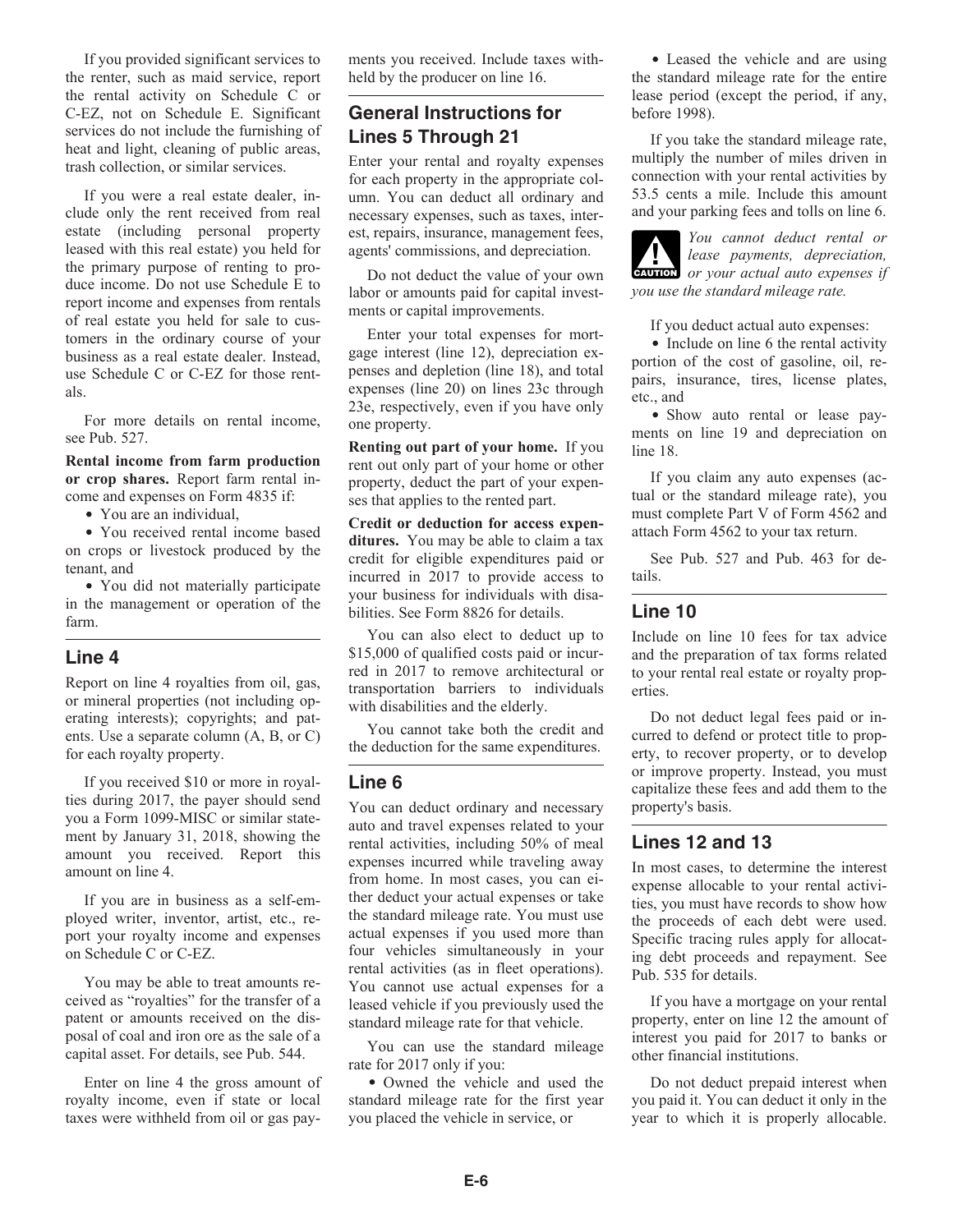If you provided significant services to the renter, such as maid service, report the rental activity on Schedule C or C-EZ, not on Schedule E. Significant services do not include the furnishing of heat and light, cleaning of public areas, trash collection, or similar services.

If you were a real estate dealer, include only the rent received from real estate (including personal property leased with this real estate) you held for the primary purpose of renting to produce income. Do not use Schedule E to report income and expenses from rentals of real estate you held for sale to customers in the ordinary course of your business as a real estate dealer. Instead, use Schedule C or C-EZ for those rentals.

For more details on rental income, see Pub. 527.

**Rental income from farm production or crop shares.** Report farm rental income and expenses on Form 4835 if:

- You are an individual,
- You received rental income based on crops or livestock produced by the tenant, and
- You did not materially participate in the management or operation of the farm.

## Line 4

Report on line 4 royalties from oil, gas, or mineral properties (not including operating interests); copyrights; and patents. Use a separate column (A, B, or C) for each royalty property.

If you received $10 or more in royalties during 2017, the payer should send you a Form 1099-MISC or similar statement by January 31, 2018, showing the amount you received. Report this amount on line 4.

If you are in business as a self-employed writer, inventor, artist, etc., report your royalty income and expenses on Schedule C or C-EZ.

You may be able to treat amounts received as "royalties" for the transfer of a patent or amounts received on the disposal of coal and iron ore as the sale of a capital asset. For details, see Pub. 544.

Enter on line 4 the gross amount of royalty income, even if state or local taxes were withheld from oil or gas payments you received. Include taxes withheld by the producer on line 16.

## General Instructions for Lines 5 Through 21

Enter your rental and royalty expenses for each property in the appropriate column. You can deduct all ordinary and necessary expenses, such as taxes, interest, repairs, insurance, management fees, agents' commissions, and depreciation.

Do not deduct the value of your own labor or amounts paid for capital investments or capital improvements.

Enter your total expenses for mortgage interest (line 12), depreciation expenses and depletion (line 18), and total expenses (line 20) on lines 23c through 23e, respectively, even if you have only one property.

**Renting out part of your home.** If you rent out only part of your home or other property, deduct the part of your expenses that applies to the rented part.

**Credit or deduction for access expenditures.** You may be able to claim a tax credit for eligible expenditures paid or incurred in 2017 to provide access to your business for individuals with disabilities. See Form 8826 for details.

You can also elect to deduct up to $15,000 of qualified costs paid or incurred in 2017 to remove architectural or transportation barriers to individuals with disabilities and the elderly.

You cannot take both the credit and the deduction for the same expenditures.

## Line 6

You can deduct ordinary and necessary auto and travel expenses related to your rental activities, including 50% of meal expenses incurred while traveling away from home. In most cases, you can either deduct your actual expenses or take the standard mileage rate. You must use actual expenses if you used more than four vehicles simultaneously in your rental activities (as in fleet operations). You cannot use actual expenses for a leased vehicle if you previously used the standard mileage rate for that vehicle.

You can use the standard mileage rate for 2017 only if you:

- Owned the vehicle and used the standard mileage rate for the first year you placed the vehicle in service, or
- Leased the vehicle and are using the standard mileage rate for the entire lease period (except the period, if any, before 1998).

If you take the standard mileage rate, multiply the number of miles driven in connection with your rental activities by 53.5 cents a mile. Include this amount and your parking fees and tolls on line 6.

**CAUTION** *You cannot deduct rental or lease payments, depreciation, or your actual auto expenses if you use the standard mileage rate.*

If you deduct actual auto expenses:

- Include on line 6 the rental activity portion of the cost of gasoline, oil, repairs, insurance, tires, license plates, etc., and
- Show auto rental or lease payments on line 19 and depreciation on line 18.

If you claim any auto expenses (actual or the standard mileage rate), you must complete Part V of Form 4562 and attach Form 4562 to your tax return.

See Pub. 527 and Pub. 463 for details.

## Line 10

Include on line 10 fees for tax advice and the preparation of tax forms related to your rental real estate or royalty properties.

Do not deduct legal fees paid or incurred to defend or protect title to property, to recover property, or to develop or improve property. Instead, you must capitalize these fees and add them to the property's basis.

## Lines 12 and 13

In most cases, to determine the interest expense allocable to your rental activities, you must have records to show how the proceeds of each debt were used. Specific tracing rules apply for allocating debt proceeds and repayment. See Pub. 535 for details.

If you have a mortgage on your rental property, enter on line 12 the amount of interest you paid for 2017 to banks or other financial institutions.

Do not deduct prepaid interest when you paid it. You can deduct it only in the year to which it is properly allocable.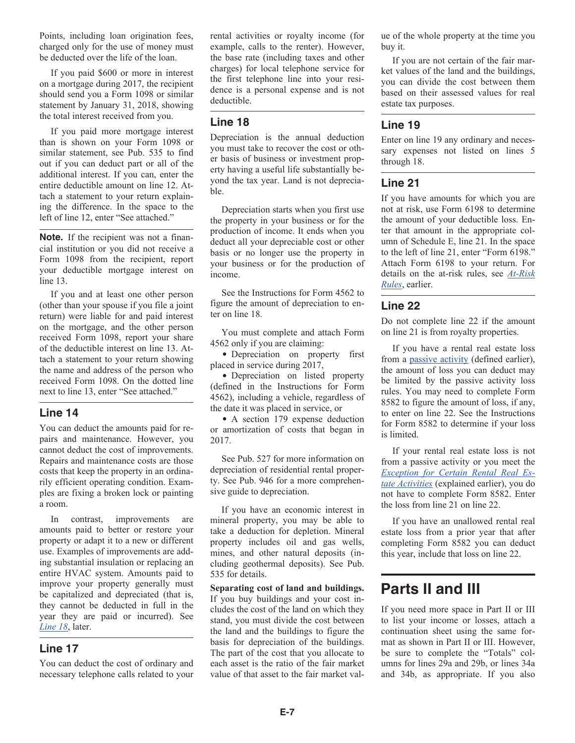Points, including loan origination fees, charged only for the use of money must be deducted over the life of the loan.

If you paid $600 or more in interest on a mortgage during 2017, the recipient should send you a Form 1098 or similar statement by January 31, 2018, showing the total interest received from you.

If you paid more mortgage interest than is shown on your Form 1098 or similar statement, see Pub. 535 to find out if you can deduct part or all of the additional interest. If you can, enter the entire deductible amount on line 12. Attach a statement to your return explaining the difference. In the space to the left of line 12, enter "See attached."

**Note.** If the recipient was not a financial institution or you did not receive a Form 1098 from the recipient, report your deductible mortgage interest on line 13.

If you and at least one other person (other than your spouse if you file a joint return) were liable for and paid interest on the mortgage, and the other person received Form 1098, report your share of the deductible interest on line 13. Attach a statement to your return showing the name and address of the person who received Form 1098. On the dotted line next to line 13, enter "See attached."

## Line 14

You can deduct the amounts paid for repairs and maintenance. However, you cannot deduct the cost of improvements. Repairs and maintenance costs are those costs that keep the property in an ordinarily efficient operating condition. Examples are fixing a broken lock or painting a room.

In contrast, improvements are amounts paid to better or restore your property or adapt it to a new or different use. Examples of improvements are adding substantial insulation or replacing an entire HVAC system. Amounts paid to improve your property generally must be capitalized and depreciated (that is, they cannot be deducted in full in the year they are paid or incurred). See *Line 18*, later.

## Line 17

You can deduct the cost of ordinary and necessary telephone calls related to your rental activities or royalty income (for example, calls to the renter). However, the base rate (including taxes and other charges) for local telephone service for the first telephone line into your residence is a personal expense and is not deductible.

## Line 18

Depreciation is the annual deduction you must take to recover the cost or other basis of business or investment property having a useful life substantially beyond the tax year. Land is not depreciable.

Depreciation starts when you first use the property in your business or for the production of income. It ends when you deduct all your depreciable cost or other basis or no longer use the property in your business or for the production of income.

See the Instructions for Form 4562 to figure the amount of depreciation to enter on line 18.

You must complete and attach Form 4562 only if you are claiming:

- Depreciation on property first placed in service during 2017,
- Depreciation on listed property (defined in the Instructions for Form 4562), including a vehicle, regardless of the date it was placed in service, or
- A section 179 expense deduction or amortization of costs that began in 2017.

See Pub. 527 for more information on depreciation of residential rental property. See Pub. 946 for a more comprehensive guide to depreciation.

If you have an economic interest in mineral property, you may be able to take a deduction for depletion. Mineral property includes oil and gas wells, mines, and other natural deposits (including geothermal deposits). See Pub. 535 for details.

**Separating cost of land and buildings.** If you buy buildings and your cost includes the cost of the land on which they stand, you must divide the cost between the land and the buildings to figure the basis for depreciation of the buildings. The part of the cost that you allocate to each asset is the ratio of the fair market value of that asset to the fair market value of the whole property at the time you buy it.

If you are not certain of the fair market values of the land and the buildings, you can divide the cost between them based on their assessed values for real estate tax purposes.

## Line 19

Enter on line 19 any ordinary and necessary expenses not listed on lines 5 through 18.

## Line 21

If you have amounts for which you are not at risk, use Form 6198 to determine the amount of your deductible loss. Enter that amount in the appropriate column of Schedule E, line 21. In the space to the left of line 21, enter "Form 6198." Attach Form 6198 to your return. For details on the at-risk rules, see *At-Risk Rules*, earlier.

## Line 22

Do not complete line 22 if the amount on line 21 is from royalty properties.

If you have a rental real estate loss from a passive activity (defined earlier), the amount of loss you can deduct may be limited by the passive activity loss rules. You may need to complete Form 8582 to figure the amount of loss, if any, to enter on line 22. See the Instructions for Form 8582 to determine if your loss is limited.

If your rental real estate loss is not from a passive activity or you meet the *Exception for Certain Rental Real Estate Activities* (explained earlier), you do not have to complete Form 8582. Enter the loss from line 21 on line 22.

If you have an unallowed rental real estate loss from a prior year that after completing Form 8582 you can deduct this year, include that loss on line 22.

# Parts II and III

If you need more space in Part II or III to list your income or losses, attach a continuation sheet using the same format as shown in Part II or III. However, be sure to complete the "Totals" columns for lines 29a and 29b, or lines 34a and 34b, as appropriate. If you also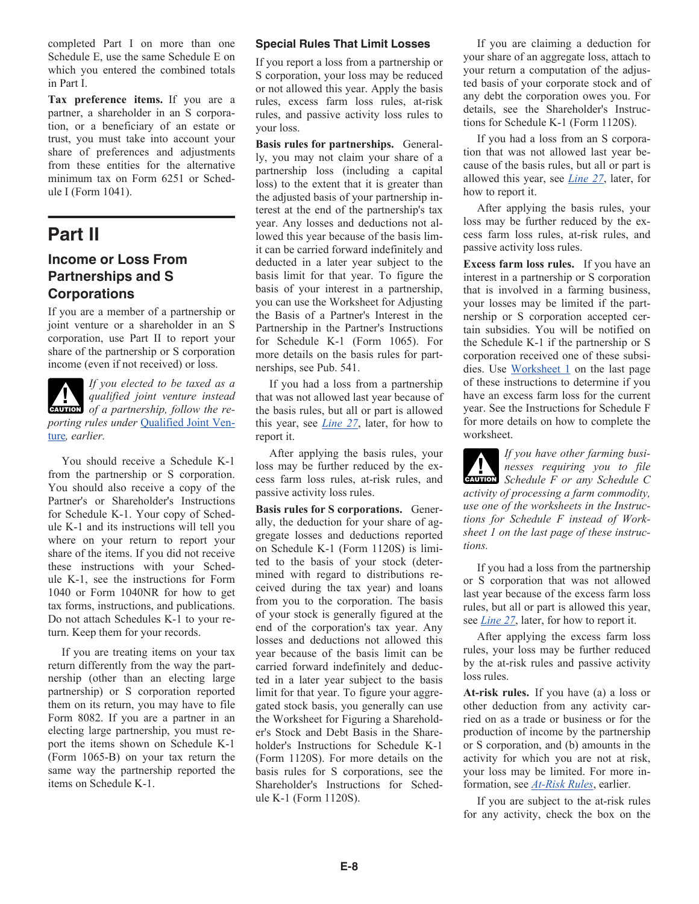completed Part I on more than one Schedule E, use the same Schedule E on which you entered the combined totals in Part I.

**Tax preference items.** If you are a partner, a shareholder in an S corporation, or a beneficiary of an estate or trust, you must take into account your share of preferences and adjustments from these entities for the alternative minimum tax on Form 6251 or Schedule I (Form 1041).

# Part II

## Income or Loss From Partnerships and S Corporations

If you are a member of a partnership or joint venture or a shareholder in an S corporation, use Part II to report your share of the partnership or S corporation income (even if not received) or loss.

**CAUTION** *If you elected to be taxed as a qualified joint venture instead of a partnership, follow the reporting rules under Qualified Joint Venture, earlier.*

You should receive a Schedule K-1 from the partnership or S corporation. You should also receive a copy of the Partner's or Shareholder's Instructions for Schedule K-1. Your copy of Schedule K-1 and its instructions will tell you where on your return to report your share of the items. If you did not receive these instructions with your Schedule K-1, see the instructions for Form 1040 or Form 1040NR for how to get tax forms, instructions, and publications. Do not attach Schedules K-1 to your return. Keep them for your records.

If you are treating items on your tax return differently from the way the partnership (other than an electing large partnership) or S corporation reported them on its return, you may have to file Form 8082. If you are a partner in an electing large partnership, you must report the items shown on Schedule K-1 (Form 1065-B) on your tax return the same way the partnership reported the items on Schedule K-1.

### Special Rules That Limit Losses

If you report a loss from a partnership or S corporation, your loss may be reduced or not allowed this year. Apply the basis rules, excess farm loss rules, at-risk rules, and passive activity loss rules to your loss.

**Basis rules for partnerships.** Generally, you may not claim your share of a partnership loss (including a capital loss) to the extent that it is greater than the adjusted basis of your partnership interest at the end of the partnership's tax year. Any losses and deductions not allowed this year because of the basis limit can be carried forward indefinitely and deducted in a later year subject to the basis limit for that year. To figure the basis of your interest in a partnership, you can use the Worksheet for Adjusting the Basis of a Partner's Interest in the Partnership in the Partner's Instructions for Schedule K-1 (Form 1065). For more details on the basis rules for partnerships, see Pub. 541.

If you had a loss from a partnership that was not allowed last year because of the basis rules, but all or part is allowed this year, see *Line 27*, later, for how to report it.

After applying the basis rules, your loss may be further reduced by the excess farm loss rules, at-risk rules, and passive activity loss rules.

**Basis rules for S corporations.** Generally, the deduction for your share of aggregate losses and deductions reported on Schedule K-1 (Form 1120S) is limited to the basis of your stock (determined with regard to distributions received during the tax year) and loans from you to the corporation. The basis of your stock is generally figured at the end of the corporation's tax year. Any losses and deductions not allowed this year because of the basis limit can be carried forward indefinitely and deducted in a later year subject to the basis limit for that year. To figure your aggregated stock basis, you generally can use the Worksheet for Figuring a Shareholder's Stock and Debt Basis in the Shareholder's Instructions for Schedule K-1 (Form 1120S). For more details on the basis rules for S corporations, see the Shareholder's Instructions for Schedule K-1 (Form 1120S).

If you are claiming a deduction for your share of an aggregate loss, attach to your return a computation of the adjusted basis of your corporate stock and of any debt the corporation owes you. For details, see the Shareholder's Instructions for Schedule K-1 (Form 1120S).

If you had a loss from an S corporation that was not allowed last year because of the basis rules, but all or part is allowed this year, see *Line 27*, later, for how to report it.

After applying the basis rules, your loss may be further reduced by the excess farm loss rules, at-risk rules, and passive activity loss rules.

**Excess farm loss rules.** If you have an interest in a partnership or S corporation that is involved in a farming business, your losses may be limited if the partnership or S corporation accepted certain subsidies. You will be notified on the Schedule K-1 if the partnership or S corporation received one of these subsidies. Use Worksheet 1 on the last page of these instructions to determine if you have an excess farm loss for the current year. See the Instructions for Schedule F for more details on how to complete the worksheet.

**CAUTION** *If you have other farming businesses requiring you to file Schedule F or any Schedule C activity of processing a farm commodity, use one of the worksheets in the Instructions for Schedule F instead of Worksheet 1 on the last page of these instructions.*

If you had a loss from the partnership or S corporation that was not allowed last year because of the excess farm loss rules, but all or part is allowed this year, see *Line 27*, later, for how to report it.

After applying the excess farm loss rules, your loss may be further reduced by the at-risk rules and passive activity loss rules.

**At-risk rules.** If you have (a) a loss or other deduction from any activity carried on as a trade or business or for the production of income by the partnership or S corporation, and (b) amounts in the activity for which you are not at risk, your loss may be limited. For more information, see *At-Risk Rules*, earlier.

If you are subject to the at-risk rules for any activity, check the box on the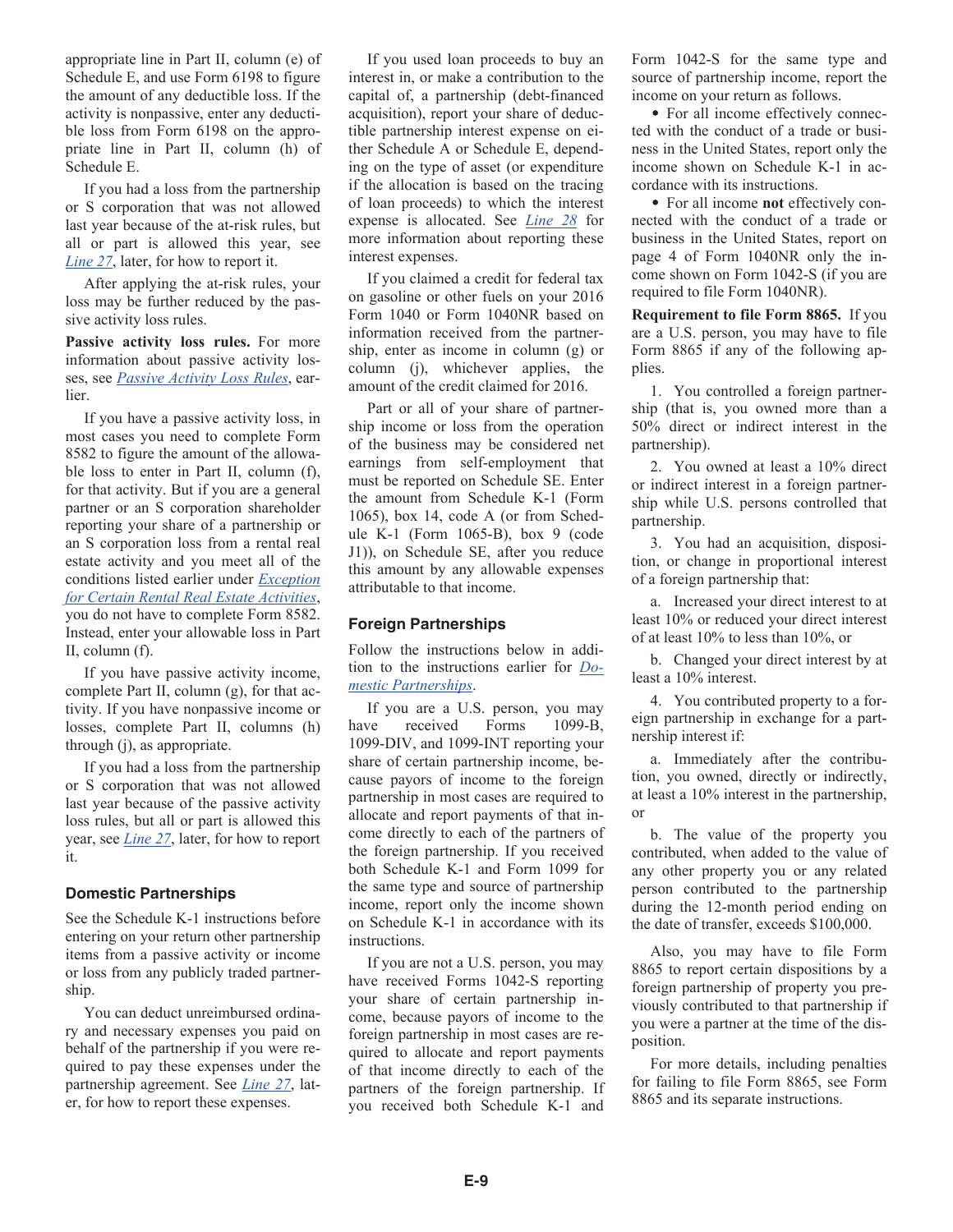appropriate line in Part II, column (e) of Schedule E, and use Form 6198 to figure the amount of any deductible loss. If the activity is nonpassive, enter any deductible loss from Form 6198 on the appropriate line in Part II, column (h) of Schedule E.

If you had a loss from the partnership or S corporation that was not allowed last year because of the at-risk rules, but all or part is allowed this year, see *Line 27*, later, for how to report it.

After applying the at-risk rules, your loss may be further reduced by the passive activity loss rules.

**Passive activity loss rules.** For more information about passive activity losses, see *Passive Activity Loss Rules*, earlier.

If you have a passive activity loss, in most cases you need to complete Form 8582 to figure the amount of the allowable loss to enter in Part II, column (f), for that activity. But if you are a general partner or an S corporation shareholder reporting your share of a partnership or an S corporation loss from a rental real estate activity and you meet all of the conditions listed earlier under *Exception for Certain Rental Real Estate Activities*, you do not have to complete Form 8582. Instead, enter your allowable loss in Part II, column (f).

If you have passive activity income, complete Part II, column (g), for that activity. If you have nonpassive income or losses, complete Part II, columns (h) through (j), as appropriate.

If you had a loss from the partnership or S corporation that was not allowed last year because of the passive activity loss rules, but all or part is allowed this year, see *Line 27*, later, for how to report it.

### Domestic Partnerships

See the Schedule K-1 instructions before entering on your return other partnership items from a passive activity or income or loss from any publicly traded partnership.

You can deduct unreimbursed ordinary and necessary expenses you paid on behalf of the partnership if you were required to pay these expenses under the partnership agreement. See *Line 27*, later, for how to report these expenses.

If you used loan proceeds to buy an interest in, or make a contribution to the capital of, a partnership (debt-financed acquisition), report your share of deductible partnership interest expense on either Schedule A or Schedule E, depending on the type of asset (or expenditure if the allocation is based on the tracing of loan proceeds) to which the interest expense is allocated. See *Line 28* for more information about reporting these interest expenses.

If you claimed a credit for federal tax on gasoline or other fuels on your 2016 Form 1040 or Form 1040NR based on information received from the partnership, enter as income in column (g) or column (j), whichever applies, the amount of the credit claimed for 2016.

Part or all of your share of partnership income or loss from the operation of the business may be considered net earnings from self-employment that must be reported on Schedule SE. Enter the amount from Schedule K-1 (Form 1065), box 14, code A (or from Schedule K-1 (Form 1065-B), box 9 (code J1)), on Schedule SE, after you reduce this amount by any allowable expenses attributable to that income.

### Foreign Partnerships

Follow the instructions below in addition to the instructions earlier for *Domestic Partnerships*.

If you are a U.S. person, you may have received Forms 1099-B, 1099-DIV, and 1099-INT reporting your share of certain partnership income, because payors of income to the foreign partnership in most cases are required to allocate and report payments of that income directly to each of the partners of the foreign partnership. If you received both Schedule K-1 and Form 1099 for the same type and source of partnership income, report only the income shown on Schedule K-1 in accordance with its instructions.

If you are not a U.S. person, you may have received Forms 1042-S reporting your share of certain partnership income, because payors of income to the foreign partnership in most cases are required to allocate and report payments of that income directly to each of the partners of the foreign partnership. If you received both Schedule K-1 and Form 1042-S for the same type and source of partnership income, report the income on your return as follows.

- For all income effectively connected with the conduct of a trade or business in the United States, report only the income shown on Schedule K-1 in accordance with its instructions.
- For all income **not** effectively connected with the conduct of a trade or business in the United States, report on page 4 of Form 1040NR only the income shown on Form 1042-S (if you are required to file Form 1040NR).

**Requirement to file Form 8865.** If you are a U.S. person, you may have to file Form 8865 if any of the following applies.

1. You controlled a foreign partnership (that is, you owned more than a 50% direct or indirect interest in the partnership).

2. You owned at least a 10% direct or indirect interest in a foreign partnership while U.S. persons controlled that partnership.

3. You had an acquisition, disposition, or change in proportional interest of a foreign partnership that:

   a. Increased your direct interest to at least 10% or reduced your direct interest of at least 10% to less than 10%, or

   b. Changed your direct interest by at least a 10% interest.

4. You contributed property to a foreign partnership in exchange for a partnership interest if:

   a. Immediately after the contribution, you owned, directly or indirectly, at least a 10% interest in the partnership, or

   b. The value of the property you contributed, when added to the value of any other property you or any related person contributed to the partnership during the 12-month period ending on the date of transfer, exceeds $100,000.

Also, you may have to file Form 8865 to report certain dispositions by a foreign partnership of property you previously contributed to that partnership if you were a partner at the time of the disposition.

For more details, including penalties for failing to file Form 8865, see Form 8865 and its separate instructions.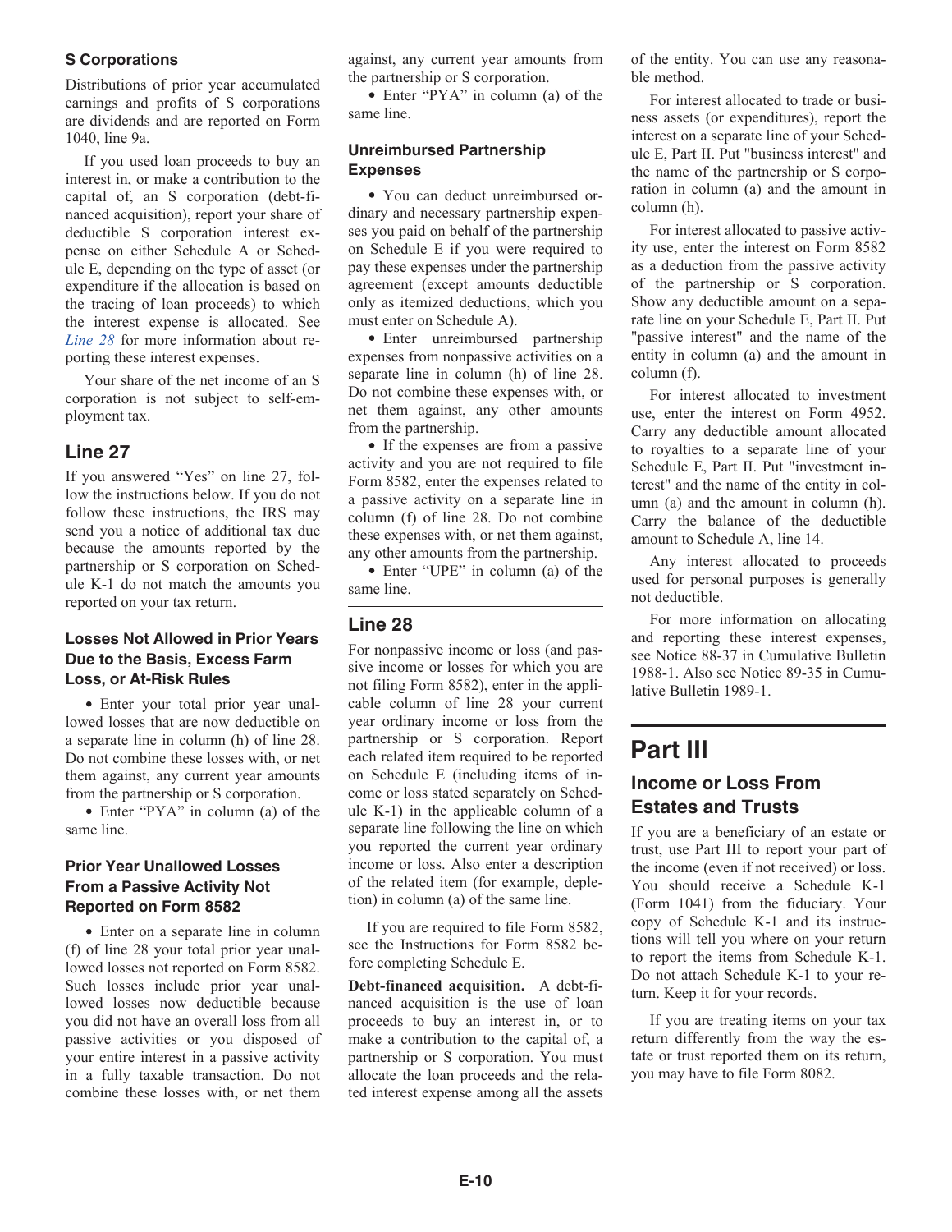### S Corporations

Distributions of prior year accumulated earnings and profits of S corporations are dividends and are reported on Form 1040, line 9a.

If you used loan proceeds to buy an interest in, or make a contribution to the capital of, an S corporation (debt-financed acquisition), report your share of deductible S corporation interest expense on either Schedule A or Schedule E, depending on the type of asset (or expenditure if the allocation is based on the tracing of loan proceeds) to which the interest expense is allocated. See *Line 28* for more information about reporting these interest expenses.

Your share of the net income of an S corporation is not subject to self-employment tax.

## Line 27

If you answered "Yes" on line 27, follow the instructions below. If you do not follow these instructions, the IRS may send you a notice of additional tax due because the amounts reported by the partnership or S corporation on Schedule K-1 do not match the amounts you reported on your tax return.

### Losses Not Allowed in Prior Years Due to the Basis, Excess Farm Loss, or At-Risk Rules

- Enter your total prior year unallowed losses that are now deductible on a separate line in column (h) of line 28. Do not combine these losses with, or net them against, any current year amounts from the partnership or S corporation.
- Enter "PYA" in column (a) of the same line.

### Prior Year Unallowed Losses From a Passive Activity Not Reported on Form 8582

- Enter on a separate line in column (f) of line 28 your total prior year unallowed losses not reported on Form 8582. Such losses include prior year unallowed losses now deductible because you did not have an overall loss from all passive activities or you disposed of your entire interest in a passive activity in a fully taxable transaction. Do not combine these losses with, or net them against, any current year amounts from the partnership or S corporation.
- Enter "PYA" in column (a) of the same line.

### Unreimbursed Partnership Expenses

- You can deduct unreimbursed ordinary and necessary partnership expenses you paid on behalf of the partnership on Schedule E if you were required to pay these expenses under the partnership agreement (except amounts deductible only as itemized deductions, which you must enter on Schedule A).
- Enter unreimbursed partnership expenses from nonpassive activities on a separate line in column (h) of line 28. Do not combine these expenses with, or net them against, any other amounts from the partnership.
- If the expenses are from a passive activity and you are not required to file Form 8582, enter the expenses related to a passive activity on a separate line in column (f) of line 28. Do not combine these expenses with, or net them against, any other amounts from the partnership.
- Enter "UPE" in column (a) of the same line.

## Line 28

For nonpassive income or loss (and passive income or losses for which you are not filing Form 8582), enter in the applicable column of line 28 your current year ordinary income or loss from the partnership or S corporation. Report each related item required to be reported on Schedule E (including items of income or loss stated separately on Schedule K-1) in the applicable column of a separate line following the line on which you reported the current year ordinary income or loss. Also enter a description of the related item (for example, depletion) in column (a) of the same line.

If you are required to file Form 8582, see the Instructions for Form 8582 before completing Schedule E.

**Debt-financed acquisition.** A debt-financed acquisition is the use of loan proceeds to buy an interest in, or to make a contribution to the capital of, a partnership or S corporation. You must allocate the loan proceeds and the related interest expense among all the assets of the entity. You can use any reasonable method.

For interest allocated to trade or business assets (or expenditures), report the interest on a separate line of your Schedule E, Part II. Put "business interest" and the name of the partnership or S corporation in column (a) and the amount in column (h).

For interest allocated to passive activity use, enter the interest on Form 8582 as a deduction from the passive activity of the partnership or S corporation. Show any deductible amount on a separate line on your Schedule E, Part II. Put "passive interest" and the name of the entity in column (a) and the amount in column (f).

For interest allocated to investment use, enter the interest on Form 4952. Carry any deductible amount allocated to royalties to a separate line of your Schedule E, Part II. Put "investment interest" and the name of the entity in column (a) and the amount in column (h). Carry the balance of the deductible amount to Schedule A, line 14.

Any interest allocated to proceeds used for personal purposes is generally not deductible.

For more information on allocating and reporting these interest expenses, see Notice 88-37 in Cumulative Bulletin 1988-1. Also see Notice 89-35 in Cumulative Bulletin 1989-1.

# Part III

## Income or Loss From Estates and Trusts

If you are a beneficiary of an estate or trust, use Part III to report your part of the income (even if not received) or loss. You should receive a Schedule K-1 (Form 1041) from the fiduciary. Your copy of Schedule K-1 and its instructions will tell you where on your return to report the items from Schedule K-1. Do not attach Schedule K-1 to your return. Keep it for your records.

If you are treating items on your tax return differently from the way the estate or trust reported them on its return, you may have to file Form 8082.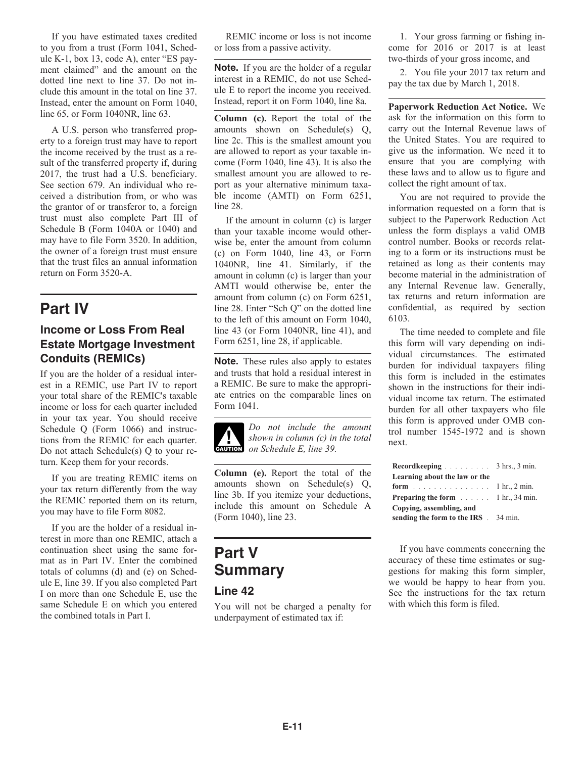If you have estimated taxes credited to you from a trust (Form 1041, Schedule K-1, box 13, code A), enter "ES payment claimed" and the amount on the dotted line next to line 37. Do not include this amount in the total on line 37. Instead, enter the amount on Form 1040, line 65, or Form 1040NR, line 63.

A U.S. person who transferred property to a foreign trust may have to report the income received by the trust as a result of the transferred property if, during 2017, the trust had a U.S. beneficiary. See section 679. An individual who received a distribution from, or who was the grantor of or transferor to, a foreign trust must also complete Part III of Schedule B (Form 1040A or 1040) and may have to file Form 3520. In addition, the owner of a foreign trust must ensure that the trust files an annual information return on Form 3520-A.

# Part IV

## Income or Loss From Real Estate Mortgage Investment Conduits (REMICs)

If you are the holder of a residual interest in a REMIC, use Part IV to report your total share of the REMIC's taxable income or loss for each quarter included in your tax year. You should receive Schedule Q (Form 1066) and instructions from the REMIC for each quarter. Do not attach Schedule(s) Q to your return. Keep them for your records.

If you are treating REMIC items on your tax return differently from the way the REMIC reported them on its return, you may have to file Form 8082.

If you are the holder of a residual interest in more than one REMIC, attach a continuation sheet using the same format as in Part IV. Enter the combined totals of columns (d) and (e) on Schedule E, line 39. If you also completed Part I on more than one Schedule E, use the same Schedule E on which you entered the combined totals in Part I.

REMIC income or loss is not income or loss from a passive activity.

**Note.** If you are the holder of a regular interest in a REMIC, do not use Schedule E to report the income you received. Instead, report it on Form 1040, line 8a.

**Column (c).** Report the total of the amounts shown on Schedule(s) Q, line 2c. This is the smallest amount you are allowed to report as your taxable income (Form 1040, line 43). It is also the smallest amount you are allowed to report as your alternative minimum taxable income (AMTI) on Form 6251, line 28.

If the amount in column (c) is larger than your taxable income would otherwise be, enter the amount from column (c) on Form 1040, line 43, or Form 1040NR, line 41. Similarly, if the amount in column (c) is larger than your AMTI would otherwise be, enter the amount from column (c) on Form 6251, line 28. Enter "Sch Q" on the dotted line to the left of this amount on Form 1040, line 43 (or Form 1040NR, line 41), and Form 6251, line 28, if applicable.

**Note.** These rules also apply to estates and trusts that hold a residual interest in a REMIC. Be sure to make the appropriate entries on the comparable lines on Form 1041.

**CAUTION** *Do not include the amount shown in column (c) in the total on Schedule E, line 39.*

**Column (e).** Report the total of the amounts shown on Schedule(s) Q, line 3b. If you itemize your deductions, include this amount on Schedule A (Form 1040), line 23.

# Part V Summary

## Line 42

You will not be charged a penalty for underpayment of estimated tax if:

1. Your gross farming or fishing income for 2016 or 2017 is at least two-thirds of your gross income, and

2. You file your 2017 tax return and pay the tax due by March 1, 2018.

**Paperwork Reduction Act Notice.** We ask for the information on this form to carry out the Internal Revenue laws of the United States. You are required to give us the information. We need it to ensure that you are complying with these laws and to allow us to figure and collect the right amount of tax.

You are not required to provide the information requested on a form that is subject to the Paperwork Reduction Act unless the form displays a valid OMB control number. Books or records relating to a form or its instructions must be retained as long as their contents may become material in the administration of any Internal Revenue law. Generally, tax returns and return information are confidential, as required by section 6103.

The time needed to complete and file this form will vary depending on individual circumstances. The estimated burden for individual taxpayers filing this form is included in the estimates shown in the instructions for their individual income tax return. The estimated burden for all other taxpayers who file this form is approved under OMB control number 1545-1972 and is shown next.

| | |
|---|---|
| **Recordkeeping** | 3 hrs., 3 min. |
| **Learning about the law or the form** | 1 hr., 2 min. |
| **Preparing the form** | 1 hr., 34 min. |
| **Copying, assembling, and sending the form to the IRS** | 34 min. |

If you have comments concerning the accuracy of these time estimates or suggestions for making this form simpler, we would be happy to hear from you. See the instructions for the tax return with which this form is filed.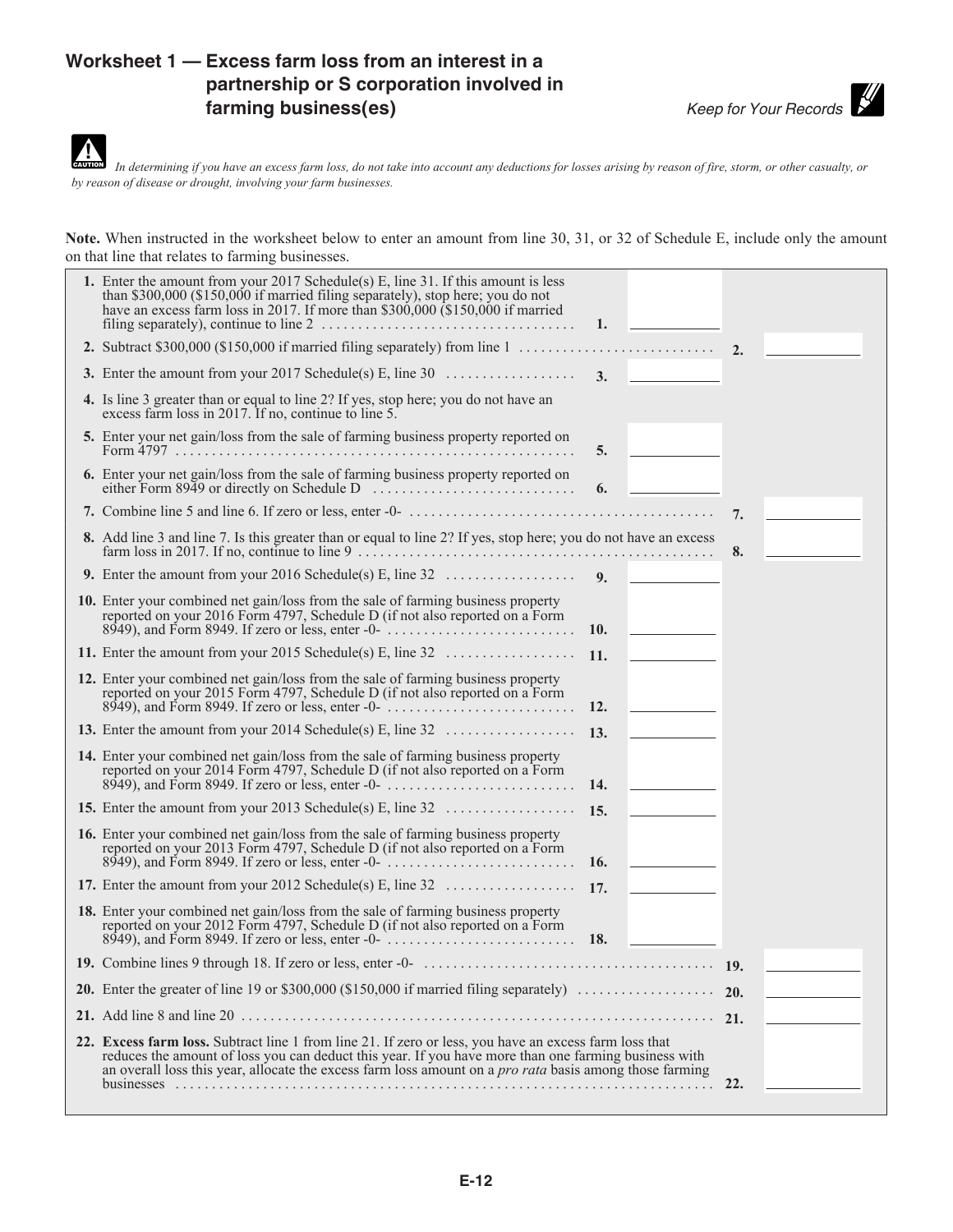## Worksheet 1 — Excess farm loss from an interest in a partnership or S corporation involved in farming business(es)

*Keep for Your Records*

**CAUTION** *In determining if you have an excess farm loss, do not take into account any deductions for losses arising by reason of fire, storm, or other casualty, or by reason of disease or drought, involving your farm businesses.*

**Note.** When instructed in the worksheet below to enter an amount from line 30, 31, or 32 of Schedule E, include only the amount on that line that relates to farming businesses.

| | | | |
|---|---|---|---|
| **1.** Enter the amount from your 2017 Schedule(s) E, line 31. If this amount is less than $300,000 ($150,000 if married filing separately), stop here; you do not have an excess farm loss in 2017. If more than $300,000 ($150,000 if married filing separately), continue to line 2 | **1.** | | |
| **2.** Subtract $300,000 ($150,000 if married filing separately) from line 1 | | **2.** | |
| **3.** Enter the amount from your 2017 Schedule(s) E, line 30 | **3.** | | |
| **4.** Is line 3 greater than or equal to line 2? If yes, stop here; you do not have an excess farm loss in 2017. If no, continue to line 5. | | | |
| **5.** Enter your net gain/loss from the sale of farming business property reported on Form 4797 | **5.** | | |
| **6.** Enter your net gain/loss from the sale of farming business property reported on either Form 8949 or directly on Schedule D | **6.** | | |
| **7.** Combine line 5 and line 6. If zero or less, enter -0- | | **7.** | |
| **8.** Add line 3 and line 7. Is this greater than or equal to line 2? If yes, stop here; you do not have an excess farm loss in 2017. If no, continue to line 9 | | **8.** | |
| **9.** Enter the amount from your 2016 Schedule(s) E, line 32 | **9.** | | |
| **10.** Enter your combined net gain/loss from the sale of farming business property reported on your 2016 Form 4797, Schedule D (if not also reported on a Form 8949), and Form 8949. If zero or less, enter -0- | **10.** | | |
| **11.** Enter the amount from your 2015 Schedule(s) E, line 32 | **11.** | | |
| **12.** Enter your combined net gain/loss from the sale of farming business property reported on your 2015 Form 4797, Schedule D (if not also reported on a Form 8949), and Form 8949. If zero or less, enter -0- | **12.** | | |
| **13.** Enter the amount from your 2014 Schedule(s) E, line 32 | **13.** | | |
| **14.** Enter your combined net gain/loss from the sale of farming business property reported on your 2014 Form 4797, Schedule D (if not also reported on a Form 8949), and Form 8949. If zero or less, enter -0- | **14.** | | |
| **15.** Enter the amount from your 2013 Schedule(s) E, line 32 | **15.** | | |
| **16.** Enter your combined net gain/loss from the sale of farming business property reported on your 2013 Form 4797, Schedule D (if not also reported on a Form 8949), and Form 8949. If zero or less, enter -0- | **16.** | | |
| **17.** Enter the amount from your 2012 Schedule(s) E, line 32 | **17.** | | |
| **18.** Enter your combined net gain/loss from the sale of farming business property reported on your 2012 Form 4797, Schedule D (if not also reported on a Form 8949), and Form 8949. If zero or less, enter -0- | **18.** | | |
| **19.** Combine lines 9 through 18. If zero or less, enter -0- | | **19.** | |
| **20.** Enter the greater of line 19 or $300,000 ($150,000 if married filing separately) | | **20.** | |
| **21.** Add line 8 and line 20 | | **21.** | |
| **22. Excess farm loss.** Subtract line 1 from line 21. If zero or less, you have an excess farm loss that reduces the amount of loss you can deduct this year. If you have more than one farming business with an overall loss this year, allocate the excess farm loss amount on a *pro rata* basis among those farming businesses | | **22.** | |